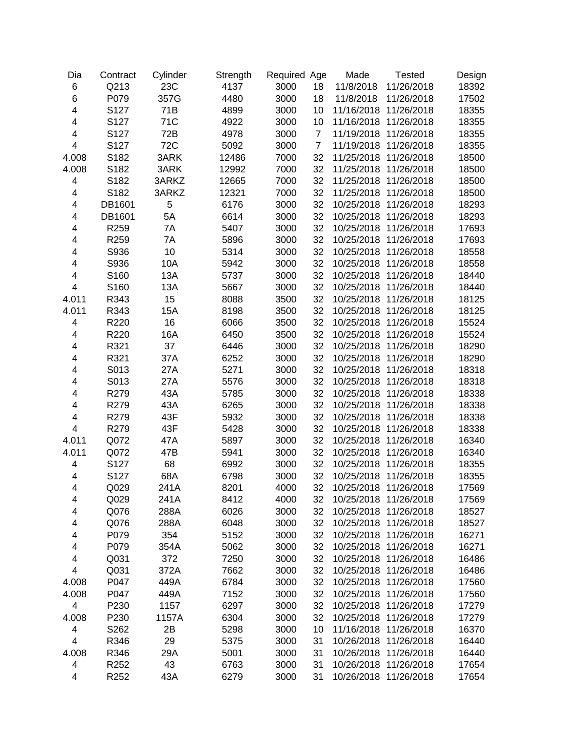| Dia | Contract | Cylinder | Strength | Required | Age | Made | Tested | Design |
|---|---|---|---|---|---|---|---|---|
| 6 | Q213 | 23C | 4137 | 3000 | 18 | 11/8/2018 | 11/26/2018 | 18392 |
| 6 | P079 | 357G | 4480 | 3000 | 18 | 11/8/2018 | 11/26/2018 | 17502 |
| 4 | S127 | 71B | 4899 | 3000 | 10 | 11/16/2018 | 11/26/2018 | 18355 |
| 4 | S127 | 71C | 4922 | 3000 | 10 | 11/16/2018 | 11/26/2018 | 18355 |
| 4 | S127 | 72B | 4978 | 3000 | 7 | 11/19/2018 | 11/26/2018 | 18355 |
| 4 | S127 | 72C | 5092 | 3000 | 7 | 11/19/2018 | 11/26/2018 | 18355 |
| 4.008 | S182 | 3ARK | 12486 | 7000 | 32 | 11/25/2018 | 11/26/2018 | 18500 |
| 4.008 | S182 | 3ARK | 12992 | 7000 | 32 | 11/25/2018 | 11/26/2018 | 18500 |
| 4 | S182 | 3ARKZ | 12665 | 7000 | 32 | 11/25/2018 | 11/26/2018 | 18500 |
| 4 | S182 | 3ARKZ | 12321 | 7000 | 32 | 11/25/2018 | 11/26/2018 | 18500 |
| 4 | DB1601 | 5 | 6176 | 3000 | 32 | 10/25/2018 | 11/26/2018 | 18293 |
| 4 | DB1601 | 5A | 6614 | 3000 | 32 | 10/25/2018 | 11/26/2018 | 18293 |
| 4 | R259 | 7A | 5407 | 3000 | 32 | 10/25/2018 | 11/26/2018 | 17693 |
| 4 | R259 | 7A | 5896 | 3000 | 32 | 10/25/2018 | 11/26/2018 | 17693 |
| 4 | S936 | 10 | 5314 | 3000 | 32 | 10/25/2018 | 11/26/2018 | 18558 |
| 4 | S936 | 10A | 5942 | 3000 | 32 | 10/25/2018 | 11/26/2018 | 18558 |
| 4 | S160 | 13A | 5737 | 3000 | 32 | 10/25/2018 | 11/26/2018 | 18440 |
| 4 | S160 | 13A | 5667 | 3000 | 32 | 10/25/2018 | 11/26/2018 | 18440 |
| 4.011 | R343 | 15 | 8088 | 3500 | 32 | 10/25/2018 | 11/26/2018 | 18125 |
| 4.011 | R343 | 15A | 8198 | 3500 | 32 | 10/25/2018 | 11/26/2018 | 18125 |
| 4 | R220 | 16 | 6066 | 3500 | 32 | 10/25/2018 | 11/26/2018 | 15524 |
| 4 | R220 | 16A | 6450 | 3500 | 32 | 10/25/2018 | 11/26/2018 | 15524 |
| 4 | R321 | 37 | 6446 | 3000 | 32 | 10/25/2018 | 11/26/2018 | 18290 |
| 4 | R321 | 37A | 6252 | 3000 | 32 | 10/25/2018 | 11/26/2018 | 18290 |
| 4 | S013 | 27A | 5271 | 3000 | 32 | 10/25/2018 | 11/26/2018 | 18318 |
| 4 | S013 | 27A | 5576 | 3000 | 32 | 10/25/2018 | 11/26/2018 | 18318 |
| 4 | R279 | 43A | 5785 | 3000 | 32 | 10/25/2018 | 11/26/2018 | 18338 |
| 4 | R279 | 43A | 6265 | 3000 | 32 | 10/25/2018 | 11/26/2018 | 18338 |
| 4 | R279 | 43F | 5932 | 3000 | 32 | 10/25/2018 | 11/26/2018 | 18338 |
| 4 | R279 | 43F | 5428 | 3000 | 32 | 10/25/2018 | 11/26/2018 | 18338 |
| 4.011 | Q072 | 47A | 5897 | 3000 | 32 | 10/25/2018 | 11/26/2018 | 16340 |
| 4.011 | Q072 | 47B | 5941 | 3000 | 32 | 10/25/2018 | 11/26/2018 | 16340 |
| 4 | S127 | 68 | 6992 | 3000 | 32 | 10/25/2018 | 11/26/2018 | 18355 |
| 4 | S127 | 68A | 6798 | 3000 | 32 | 10/25/2018 | 11/26/2018 | 18355 |
| 4 | Q029 | 241A | 8201 | 4000 | 32 | 10/25/2018 | 11/26/2018 | 17569 |
| 4 | Q029 | 241A | 8412 | 4000 | 32 | 10/25/2018 | 11/26/2018 | 17569 |
| 4 | Q076 | 288A | 6026 | 3000 | 32 | 10/25/2018 | 11/26/2018 | 18527 |
| 4 | Q076 | 288A | 6048 | 3000 | 32 | 10/25/2018 | 11/26/2018 | 18527 |
| 4 | P079 | 354 | 5152 | 3000 | 32 | 10/25/2018 | 11/26/2018 | 16271 |
| 4 | P079 | 354A | 5062 | 3000 | 32 | 10/25/2018 | 11/26/2018 | 16271 |
| 4 | Q031 | 372 | 7250 | 3000 | 32 | 10/25/2018 | 11/26/2018 | 16486 |
| 4 | Q031 | 372A | 7662 | 3000 | 32 | 10/25/2018 | 11/26/2018 | 16486 |
| 4.008 | P047 | 449A | 6784 | 3000 | 32 | 10/25/2018 | 11/26/2018 | 17560 |
| 4.008 | P047 | 449A | 7152 | 3000 | 32 | 10/25/2018 | 11/26/2018 | 17560 |
| 4 | P230 | 1157 | 6297 | 3000 | 32 | 10/25/2018 | 11/26/2018 | 17279 |
| 4.008 | P230 | 1157A | 6304 | 3000 | 32 | 10/25/2018 | 11/26/2018 | 17279 |
| 4 | S262 | 2B | 5298 | 3000 | 10 | 11/16/2018 | 11/26/2018 | 16370 |
| 4 | R346 | 29 | 5375 | 3000 | 31 | 10/26/2018 | 11/26/2018 | 16440 |
| 4.008 | R346 | 29A | 5001 | 3000 | 31 | 10/26/2018 | 11/26/2018 | 16440 |
| 4 | R252 | 43 | 6763 | 3000 | 31 | 10/26/2018 | 11/26/2018 | 17654 |
| 4 | R252 | 43A | 6279 | 3000 | 31 | 10/26/2018 | 11/26/2018 | 17654 |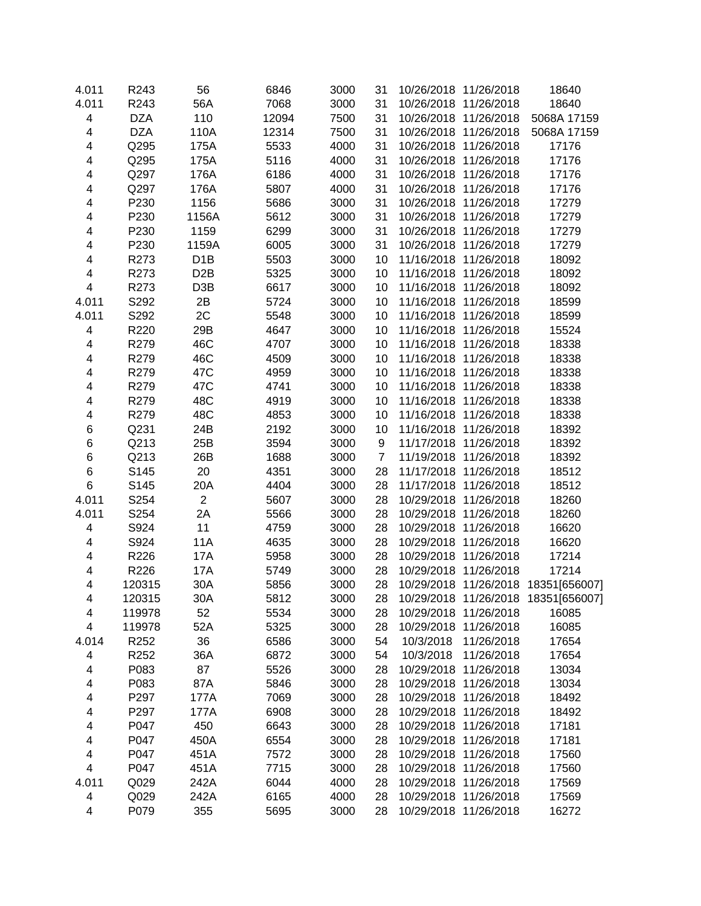| | | | | | | | | |
|---|---|---|---|---|---|---|---|---|
| 4.011 | R243 | 56 | 6846 | 3000 | 31 | 10/26/2018 | 11/26/2018 | 18640 |
| 4.011 | R243 | 56A | 7068 | 3000 | 31 | 10/26/2018 | 11/26/2018 | 18640 |
| 4 | DZA | 110 | 12094 | 7500 | 31 | 10/26/2018 | 11/26/2018 | 5068A 17159 |
| 4 | DZA | 110A | 12314 | 7500 | 31 | 10/26/2018 | 11/26/2018 | 5068A 17159 |
| 4 | Q295 | 175A | 5533 | 4000 | 31 | 10/26/2018 | 11/26/2018 | 17176 |
| 4 | Q295 | 175A | 5116 | 4000 | 31 | 10/26/2018 | 11/26/2018 | 17176 |
| 4 | Q297 | 176A | 6186 | 4000 | 31 | 10/26/2018 | 11/26/2018 | 17176 |
| 4 | Q297 | 176A | 5807 | 4000 | 31 | 10/26/2018 | 11/26/2018 | 17176 |
| 4 | P230 | 1156 | 5686 | 3000 | 31 | 10/26/2018 | 11/26/2018 | 17279 |
| 4 | P230 | 1156A | 5612 | 3000 | 31 | 10/26/2018 | 11/26/2018 | 17279 |
| 4 | P230 | 1159 | 6299 | 3000 | 31 | 10/26/2018 | 11/26/2018 | 17279 |
| 4 | P230 | 1159A | 6005 | 3000 | 31 | 10/26/2018 | 11/26/2018 | 17279 |
| 4 | R273 | D1B | 5503 | 3000 | 10 | 11/16/2018 | 11/26/2018 | 18092 |
| 4 | R273 | D2B | 5325 | 3000 | 10 | 11/16/2018 | 11/26/2018 | 18092 |
| 4 | R273 | D3B | 6617 | 3000 | 10 | 11/16/2018 | 11/26/2018 | 18092 |
| 4.011 | S292 | 2B | 5724 | 3000 | 10 | 11/16/2018 | 11/26/2018 | 18599 |
| 4.011 | S292 | 2C | 5548 | 3000 | 10 | 11/16/2018 | 11/26/2018 | 18599 |
| 4 | R220 | 29B | 4647 | 3000 | 10 | 11/16/2018 | 11/26/2018 | 15524 |
| 4 | R279 | 46C | 4707 | 3000 | 10 | 11/16/2018 | 11/26/2018 | 18338 |
| 4 | R279 | 46C | 4509 | 3000 | 10 | 11/16/2018 | 11/26/2018 | 18338 |
| 4 | R279 | 47C | 4959 | 3000 | 10 | 11/16/2018 | 11/26/2018 | 18338 |
| 4 | R279 | 47C | 4741 | 3000 | 10 | 11/16/2018 | 11/26/2018 | 18338 |
| 4 | R279 | 48C | 4919 | 3000 | 10 | 11/16/2018 | 11/26/2018 | 18338 |
| 4 | R279 | 48C | 4853 | 3000 | 10 | 11/16/2018 | 11/26/2018 | 18338 |
| 6 | Q231 | 24B | 2192 | 3000 | 10 | 11/16/2018 | 11/26/2018 | 18392 |
| 6 | Q213 | 25B | 3594 | 3000 | 9 | 11/17/2018 | 11/26/2018 | 18392 |
| 6 | Q213 | 26B | 1688 | 3000 | 7 | 11/19/2018 | 11/26/2018 | 18392 |
| 6 | S145 | 20 | 4351 | 3000 | 28 | 11/17/2018 | 11/26/2018 | 18512 |
| 6 | S145 | 20A | 4404 | 3000 | 28 | 11/17/2018 | 11/26/2018 | 18512 |
| 4.011 | S254 | 2 | 5607 | 3000 | 28 | 10/29/2018 | 11/26/2018 | 18260 |
| 4.011 | S254 | 2A | 5566 | 3000 | 28 | 10/29/2018 | 11/26/2018 | 18260 |
| 4 | S924 | 11 | 4759 | 3000 | 28 | 10/29/2018 | 11/26/2018 | 16620 |
| 4 | S924 | 11A | 4635 | 3000 | 28 | 10/29/2018 | 11/26/2018 | 16620 |
| 4 | R226 | 17A | 5958 | 3000 | 28 | 10/29/2018 | 11/26/2018 | 17214 |
| 4 | R226 | 17A | 5749 | 3000 | 28 | 10/29/2018 | 11/26/2018 | 17214 |
| 4 | 120315 | 30A | 5856 | 3000 | 28 | 10/29/2018 | 11/26/2018 | 18351[656007] |
| 4 | 120315 | 30A | 5812 | 3000 | 28 | 10/29/2018 | 11/26/2018 | 18351[656007] |
| 4 | 119978 | 52 | 5534 | 3000 | 28 | 10/29/2018 | 11/26/2018 | 16085 |
| 4 | 119978 | 52A | 5325 | 3000 | 28 | 10/29/2018 | 11/26/2018 | 16085 |
| 4.014 | R252 | 36 | 6586 | 3000 | 54 | 10/3/2018 | 11/26/2018 | 17654 |
| 4 | R252 | 36A | 6872 | 3000 | 54 | 10/3/2018 | 11/26/2018 | 17654 |
| 4 | P083 | 87 | 5526 | 3000 | 28 | 10/29/2018 | 11/26/2018 | 13034 |
| 4 | P083 | 87A | 5846 | 3000 | 28 | 10/29/2018 | 11/26/2018 | 13034 |
| 4 | P297 | 177A | 7069 | 3000 | 28 | 10/29/2018 | 11/26/2018 | 18492 |
| 4 | P297 | 177A | 6908 | 3000 | 28 | 10/29/2018 | 11/26/2018 | 18492 |
| 4 | P047 | 450 | 6643 | 3000 | 28 | 10/29/2018 | 11/26/2018 | 17181 |
| 4 | P047 | 450A | 6554 | 3000 | 28 | 10/29/2018 | 11/26/2018 | 17181 |
| 4 | P047 | 451A | 7572 | 3000 | 28 | 10/29/2018 | 11/26/2018 | 17560 |
| 4 | P047 | 451A | 7715 | 3000 | 28 | 10/29/2018 | 11/26/2018 | 17560 |
| 4.011 | Q029 | 242A | 6044 | 4000 | 28 | 10/29/2018 | 11/26/2018 | 17569 |
| 4 | Q029 | 242A | 6165 | 4000 | 28 | 10/29/2018 | 11/26/2018 | 17569 |
| 4 | P079 | 355 | 5695 | 3000 | 28 | 10/29/2018 | 11/26/2018 | 16272 |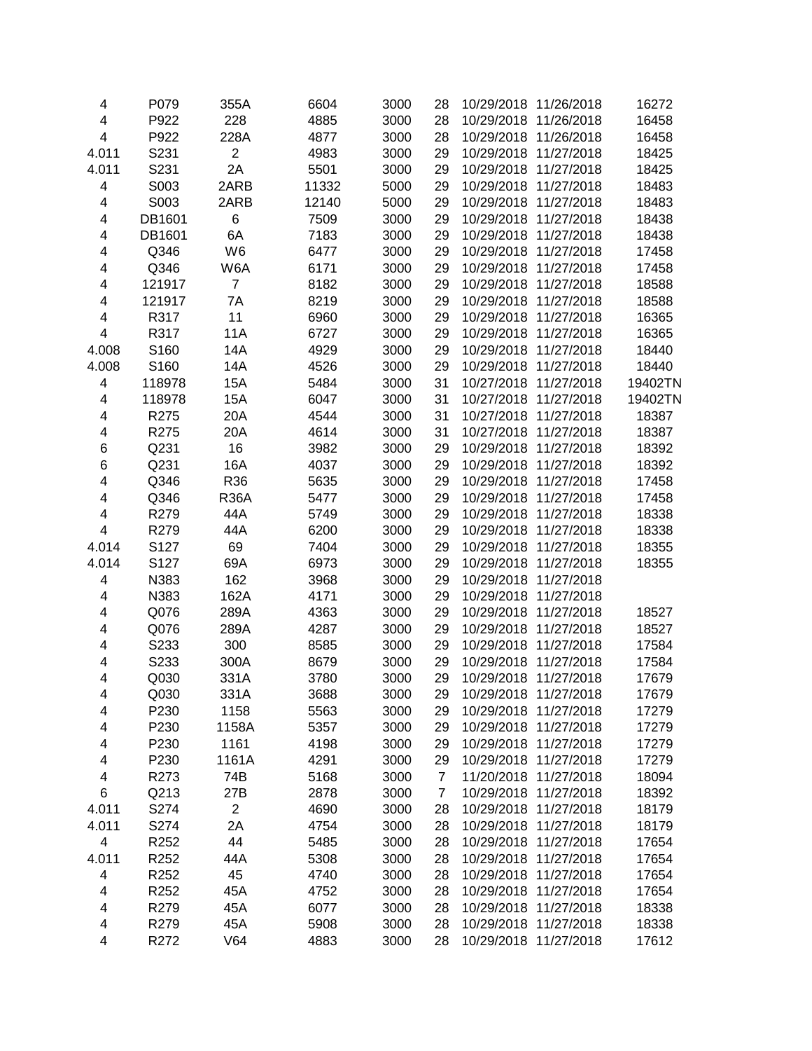| | | | | | | | | |
|---|---|---|---|---|---|---|---|---|
| 4 | P079 | 355A | 6604 | 3000 | 28 | 10/29/2018 | 11/26/2018 | 16272 |
| 4 | P922 | 228 | 4885 | 3000 | 28 | 10/29/2018 | 11/26/2018 | 16458 |
| 4 | P922 | 228A | 4877 | 3000 | 28 | 10/29/2018 | 11/26/2018 | 16458 |
| 4.011 | S231 | 2 | 4983 | 3000 | 29 | 10/29/2018 | 11/27/2018 | 18425 |
| 4.011 | S231 | 2A | 5501 | 3000 | 29 | 10/29/2018 | 11/27/2018 | 18425 |
| 4 | S003 | 2ARB | 11332 | 5000 | 29 | 10/29/2018 | 11/27/2018 | 18483 |
| 4 | S003 | 2ARB | 12140 | 5000 | 29 | 10/29/2018 | 11/27/2018 | 18483 |
| 4 | DB1601 | 6 | 7509 | 3000 | 29 | 10/29/2018 | 11/27/2018 | 18438 |
| 4 | DB1601 | 6A | 7183 | 3000 | 29 | 10/29/2018 | 11/27/2018 | 18438 |
| 4 | Q346 | W6 | 6477 | 3000 | 29 | 10/29/2018 | 11/27/2018 | 17458 |
| 4 | Q346 | W6A | 6171 | 3000 | 29 | 10/29/2018 | 11/27/2018 | 17458 |
| 4 | 121917 | 7 | 8182 | 3000 | 29 | 10/29/2018 | 11/27/2018 | 18588 |
| 4 | 121917 | 7A | 8219 | 3000 | 29 | 10/29/2018 | 11/27/2018 | 18588 |
| 4 | R317 | 11 | 6960 | 3000 | 29 | 10/29/2018 | 11/27/2018 | 16365 |
| 4 | R317 | 11A | 6727 | 3000 | 29 | 10/29/2018 | 11/27/2018 | 16365 |
| 4.008 | S160 | 14A | 4929 | 3000 | 29 | 10/29/2018 | 11/27/2018 | 18440 |
| 4.008 | S160 | 14A | 4526 | 3000 | 29 | 10/29/2018 | 11/27/2018 | 18440 |
| 4 | 118978 | 15A | 5484 | 3000 | 31 | 10/27/2018 | 11/27/2018 | 19402TN |
| 4 | 118978 | 15A | 6047 | 3000 | 31 | 10/27/2018 | 11/27/2018 | 19402TN |
| 4 | R275 | 20A | 4544 | 3000 | 31 | 10/27/2018 | 11/27/2018 | 18387 |
| 4 | R275 | 20A | 4614 | 3000 | 31 | 10/27/2018 | 11/27/2018 | 18387 |
| 6 | Q231 | 16 | 3982 | 3000 | 29 | 10/29/2018 | 11/27/2018 | 18392 |
| 6 | Q231 | 16A | 4037 | 3000 | 29 | 10/29/2018 | 11/27/2018 | 18392 |
| 4 | Q346 | R36 | 5635 | 3000 | 29 | 10/29/2018 | 11/27/2018 | 17458 |
| 4 | Q346 | R36A | 5477 | 3000 | 29 | 10/29/2018 | 11/27/2018 | 17458 |
| 4 | R279 | 44A | 5749 | 3000 | 29 | 10/29/2018 | 11/27/2018 | 18338 |
| 4 | R279 | 44A | 6200 | 3000 | 29 | 10/29/2018 | 11/27/2018 | 18338 |
| 4.014 | S127 | 69 | 7404 | 3000 | 29 | 10/29/2018 | 11/27/2018 | 18355 |
| 4.014 | S127 | 69A | 6973 | 3000 | 29 | 10/29/2018 | 11/27/2018 | 18355 |
| 4 | N383 | 162 | 3968 | 3000 | 29 | 10/29/2018 | 11/27/2018 | |
| 4 | N383 | 162A | 4171 | 3000 | 29 | 10/29/2018 | 11/27/2018 | |
| 4 | Q076 | 289A | 4363 | 3000 | 29 | 10/29/2018 | 11/27/2018 | 18527 |
| 4 | Q076 | 289A | 4287 | 3000 | 29 | 10/29/2018 | 11/27/2018 | 18527 |
| 4 | S233 | 300 | 8585 | 3000 | 29 | 10/29/2018 | 11/27/2018 | 17584 |
| 4 | S233 | 300A | 8679 | 3000 | 29 | 10/29/2018 | 11/27/2018 | 17584 |
| 4 | Q030 | 331A | 3780 | 3000 | 29 | 10/29/2018 | 11/27/2018 | 17679 |
| 4 | Q030 | 331A | 3688 | 3000 | 29 | 10/29/2018 | 11/27/2018 | 17679 |
| 4 | P230 | 1158 | 5563 | 3000 | 29 | 10/29/2018 | 11/27/2018 | 17279 |
| 4 | P230 | 1158A | 5357 | 3000 | 29 | 10/29/2018 | 11/27/2018 | 17279 |
| 4 | P230 | 1161 | 4198 | 3000 | 29 | 10/29/2018 | 11/27/2018 | 17279 |
| 4 | P230 | 1161A | 4291 | 3000 | 29 | 10/29/2018 | 11/27/2018 | 17279 |
| 4 | R273 | 74B | 5168 | 3000 | 7 | 11/20/2018 | 11/27/2018 | 18094 |
| 6 | Q213 | 27B | 2878 | 3000 | 7 | 10/29/2018 | 11/27/2018 | 18392 |
| 4.011 | S274 | 2 | 4690 | 3000 | 28 | 10/29/2018 | 11/27/2018 | 18179 |
| 4.011 | S274 | 2A | 4754 | 3000 | 28 | 10/29/2018 | 11/27/2018 | 18179 |
| 4 | R252 | 44 | 5485 | 3000 | 28 | 10/29/2018 | 11/27/2018 | 17654 |
| 4.011 | R252 | 44A | 5308 | 3000 | 28 | 10/29/2018 | 11/27/2018 | 17654 |
| 4 | R252 | 45 | 4740 | 3000 | 28 | 10/29/2018 | 11/27/2018 | 17654 |
| 4 | R252 | 45A | 4752 | 3000 | 28 | 10/29/2018 | 11/27/2018 | 17654 |
| 4 | R279 | 45A | 6077 | 3000 | 28 | 10/29/2018 | 11/27/2018 | 18338 |
| 4 | R279 | 45A | 5908 | 3000 | 28 | 10/29/2018 | 11/27/2018 | 18338 |
| 4 | R272 | V64 | 4883 | 3000 | 28 | 10/29/2018 | 11/27/2018 | 17612 |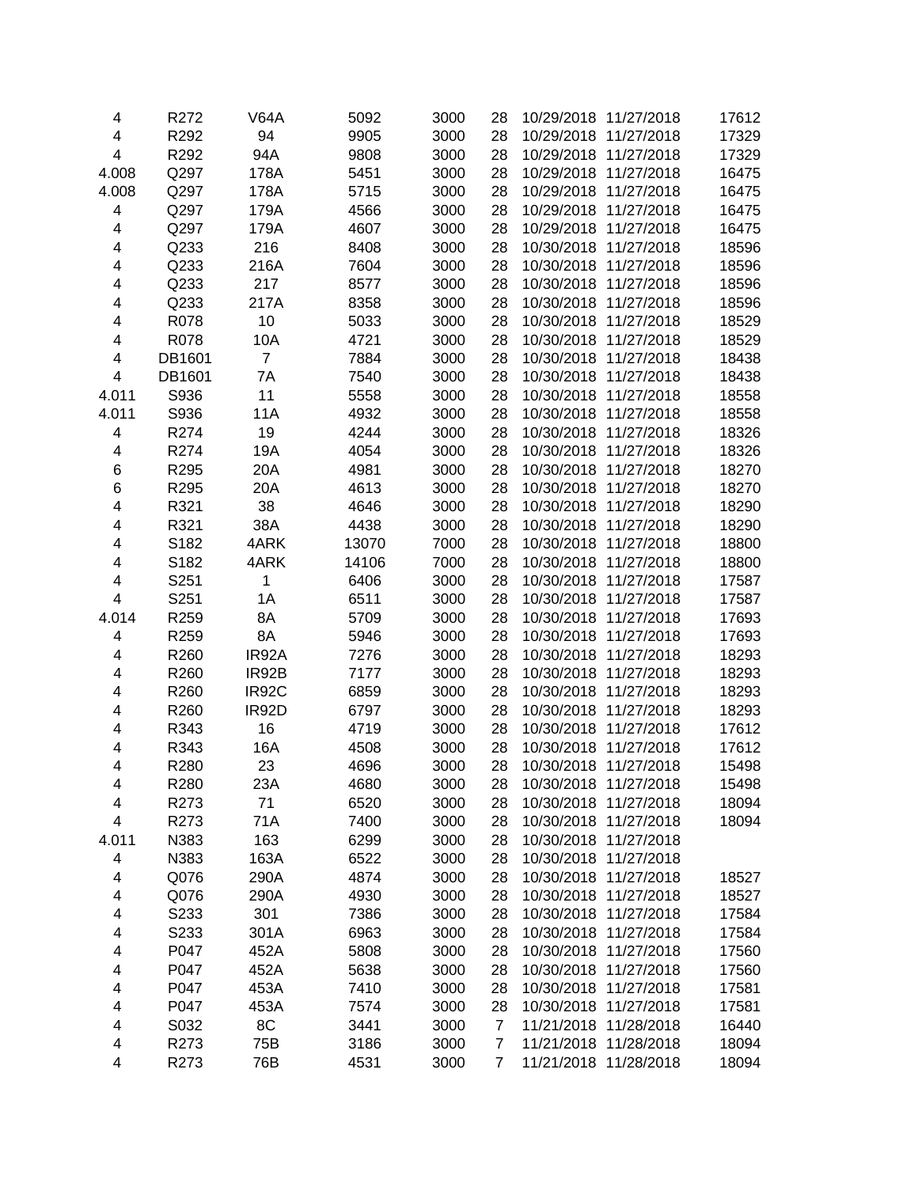| | | | | | | | | |
|---|---|---|---|---|---|---|---|---|
| 4 | R272 | V64A | 5092 | 3000 | 28 | 10/29/2018 | 11/27/2018 | 17612 |
| 4 | R292 | 94 | 9905 | 3000 | 28 | 10/29/2018 | 11/27/2018 | 17329 |
| 4 | R292 | 94A | 9808 | 3000 | 28 | 10/29/2018 | 11/27/2018 | 17329 |
| 4.008 | Q297 | 178A | 5451 | 3000 | 28 | 10/29/2018 | 11/27/2018 | 16475 |
| 4.008 | Q297 | 178A | 5715 | 3000 | 28 | 10/29/2018 | 11/27/2018 | 16475 |
| 4 | Q297 | 179A | 4566 | 3000 | 28 | 10/29/2018 | 11/27/2018 | 16475 |
| 4 | Q297 | 179A | 4607 | 3000 | 28 | 10/29/2018 | 11/27/2018 | 16475 |
| 4 | Q233 | 216 | 8408 | 3000 | 28 | 10/30/2018 | 11/27/2018 | 18596 |
| 4 | Q233 | 216A | 7604 | 3000 | 28 | 10/30/2018 | 11/27/2018 | 18596 |
| 4 | Q233 | 217 | 8577 | 3000 | 28 | 10/30/2018 | 11/27/2018 | 18596 |
| 4 | Q233 | 217A | 8358 | 3000 | 28 | 10/30/2018 | 11/27/2018 | 18596 |
| 4 | R078 | 10 | 5033 | 3000 | 28 | 10/30/2018 | 11/27/2018 | 18529 |
| 4 | R078 | 10A | 4721 | 3000 | 28 | 10/30/2018 | 11/27/2018 | 18529 |
| 4 | DB1601 | 7 | 7884 | 3000 | 28 | 10/30/2018 | 11/27/2018 | 18438 |
| 4 | DB1601 | 7A | 7540 | 3000 | 28 | 10/30/2018 | 11/27/2018 | 18438 |
| 4.011 | S936 | 11 | 5558 | 3000 | 28 | 10/30/2018 | 11/27/2018 | 18558 |
| 4.011 | S936 | 11A | 4932 | 3000 | 28 | 10/30/2018 | 11/27/2018 | 18558 |
| 4 | R274 | 19 | 4244 | 3000 | 28 | 10/30/2018 | 11/27/2018 | 18326 |
| 4 | R274 | 19A | 4054 | 3000 | 28 | 10/30/2018 | 11/27/2018 | 18326 |
| 6 | R295 | 20A | 4981 | 3000 | 28 | 10/30/2018 | 11/27/2018 | 18270 |
| 6 | R295 | 20A | 4613 | 3000 | 28 | 10/30/2018 | 11/27/2018 | 18270 |
| 4 | R321 | 38 | 4646 | 3000 | 28 | 10/30/2018 | 11/27/2018 | 18290 |
| 4 | R321 | 38A | 4438 | 3000 | 28 | 10/30/2018 | 11/27/2018 | 18290 |
| 4 | S182 | 4ARK | 13070 | 7000 | 28 | 10/30/2018 | 11/27/2018 | 18800 |
| 4 | S182 | 4ARK | 14106 | 7000 | 28 | 10/30/2018 | 11/27/2018 | 18800 |
| 4 | S251 | 1 | 6406 | 3000 | 28 | 10/30/2018 | 11/27/2018 | 17587 |
| 4 | S251 | 1A | 6511 | 3000 | 28 | 10/30/2018 | 11/27/2018 | 17587 |
| 4.014 | R259 | 8A | 5709 | 3000 | 28 | 10/30/2018 | 11/27/2018 | 17693 |
| 4 | R259 | 8A | 5946 | 3000 | 28 | 10/30/2018 | 11/27/2018 | 17693 |
| 4 | R260 | IR92A | 7276 | 3000 | 28 | 10/30/2018 | 11/27/2018 | 18293 |
| 4 | R260 | IR92B | 7177 | 3000 | 28 | 10/30/2018 | 11/27/2018 | 18293 |
| 4 | R260 | IR92C | 6859 | 3000 | 28 | 10/30/2018 | 11/27/2018 | 18293 |
| 4 | R260 | IR92D | 6797 | 3000 | 28 | 10/30/2018 | 11/27/2018 | 18293 |
| 4 | R343 | 16 | 4719 | 3000 | 28 | 10/30/2018 | 11/27/2018 | 17612 |
| 4 | R343 | 16A | 4508 | 3000 | 28 | 10/30/2018 | 11/27/2018 | 17612 |
| 4 | R280 | 23 | 4696 | 3000 | 28 | 10/30/2018 | 11/27/2018 | 15498 |
| 4 | R280 | 23A | 4680 | 3000 | 28 | 10/30/2018 | 11/27/2018 | 15498 |
| 4 | R273 | 71 | 6520 | 3000 | 28 | 10/30/2018 | 11/27/2018 | 18094 |
| 4 | R273 | 71A | 7400 | 3000 | 28 | 10/30/2018 | 11/27/2018 | 18094 |
| 4.011 | N383 | 163 | 6299 | 3000 | 28 | 10/30/2018 | 11/27/2018 | |
| 4 | N383 | 163A | 6522 | 3000 | 28 | 10/30/2018 | 11/27/2018 | |
| 4 | Q076 | 290A | 4874 | 3000 | 28 | 10/30/2018 | 11/27/2018 | 18527 |
| 4 | Q076 | 290A | 4930 | 3000 | 28 | 10/30/2018 | 11/27/2018 | 18527 |
| 4 | S233 | 301 | 7386 | 3000 | 28 | 10/30/2018 | 11/27/2018 | 17584 |
| 4 | S233 | 301A | 6963 | 3000 | 28 | 10/30/2018 | 11/27/2018 | 17584 |
| 4 | P047 | 452A | 5808 | 3000 | 28 | 10/30/2018 | 11/27/2018 | 17560 |
| 4 | P047 | 452A | 5638 | 3000 | 28 | 10/30/2018 | 11/27/2018 | 17560 |
| 4 | P047 | 453A | 7410 | 3000 | 28 | 10/30/2018 | 11/27/2018 | 17581 |
| 4 | P047 | 453A | 7574 | 3000 | 28 | 10/30/2018 | 11/27/2018 | 17581 |
| 4 | S032 | 8C | 3441 | 3000 | 7 | 11/21/2018 | 11/28/2018 | 16440 |
| 4 | R273 | 75B | 3186 | 3000 | 7 | 11/21/2018 | 11/28/2018 | 18094 |
| 4 | R273 | 76B | 4531 | 3000 | 7 | 11/21/2018 | 11/28/2018 | 18094 |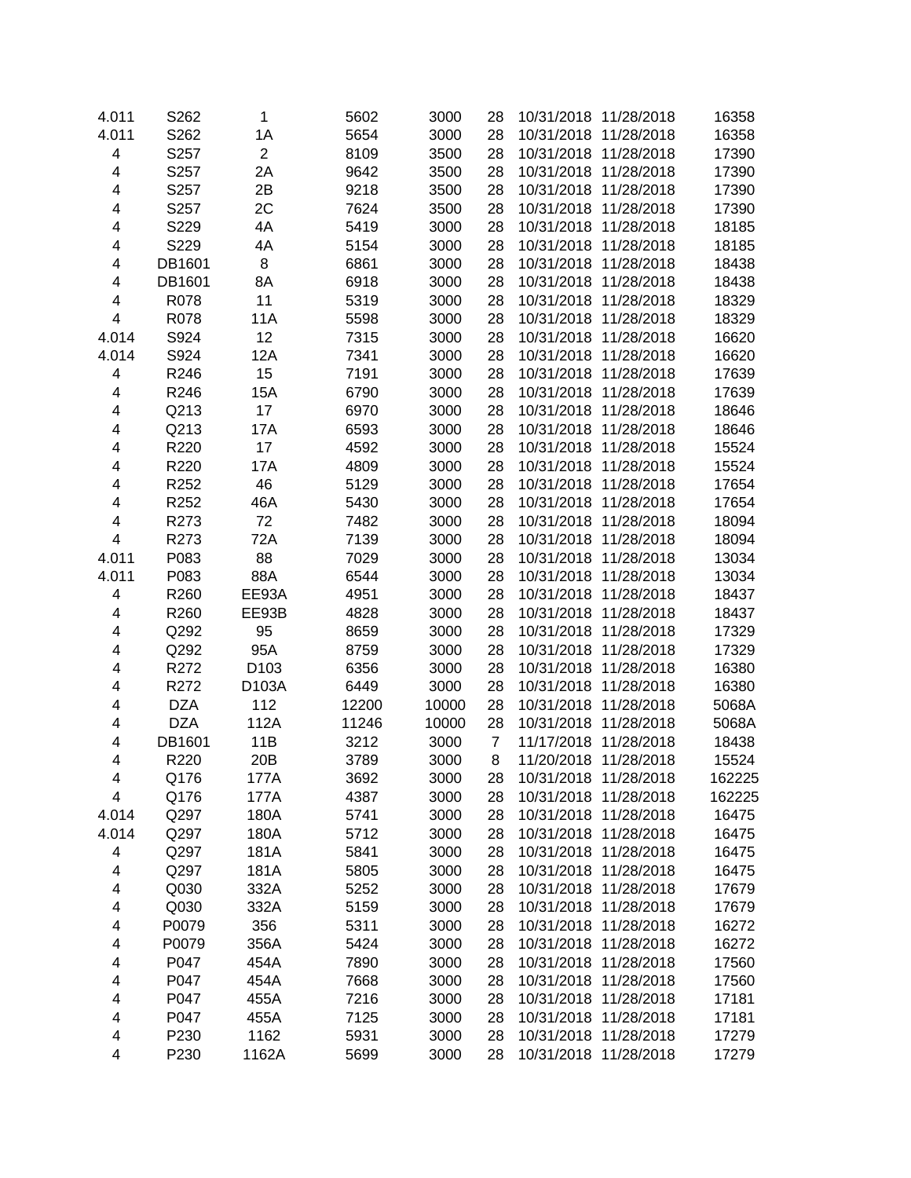| | | | | | | | | |
|---|---|---|---|---|---|---|---|---|
| 4.011 | S262 | 1 | 5602 | 3000 | 28 | 10/31/2018 | 11/28/2018 | 16358 |
| 4.011 | S262 | 1A | 5654 | 3000 | 28 | 10/31/2018 | 11/28/2018 | 16358 |
| 4 | S257 | 2 | 8109 | 3500 | 28 | 10/31/2018 | 11/28/2018 | 17390 |
| 4 | S257 | 2A | 9642 | 3500 | 28 | 10/31/2018 | 11/28/2018 | 17390 |
| 4 | S257 | 2B | 9218 | 3500 | 28 | 10/31/2018 | 11/28/2018 | 17390 |
| 4 | S257 | 2C | 7624 | 3500 | 28 | 10/31/2018 | 11/28/2018 | 17390 |
| 4 | S229 | 4A | 5419 | 3000 | 28 | 10/31/2018 | 11/28/2018 | 18185 |
| 4 | S229 | 4A | 5154 | 3000 | 28 | 10/31/2018 | 11/28/2018 | 18185 |
| 4 | DB1601 | 8 | 6861 | 3000 | 28 | 10/31/2018 | 11/28/2018 | 18438 |
| 4 | DB1601 | 8A | 6918 | 3000 | 28 | 10/31/2018 | 11/28/2018 | 18438 |
| 4 | R078 | 11 | 5319 | 3000 | 28 | 10/31/2018 | 11/28/2018 | 18329 |
| 4 | R078 | 11A | 5598 | 3000 | 28 | 10/31/2018 | 11/28/2018 | 18329 |
| 4.014 | S924 | 12 | 7315 | 3000 | 28 | 10/31/2018 | 11/28/2018 | 16620 |
| 4.014 | S924 | 12A | 7341 | 3000 | 28 | 10/31/2018 | 11/28/2018 | 16620 |
| 4 | R246 | 15 | 7191 | 3000 | 28 | 10/31/2018 | 11/28/2018 | 17639 |
| 4 | R246 | 15A | 6790 | 3000 | 28 | 10/31/2018 | 11/28/2018 | 17639 |
| 4 | Q213 | 17 | 6970 | 3000 | 28 | 10/31/2018 | 11/28/2018 | 18646 |
| 4 | Q213 | 17A | 6593 | 3000 | 28 | 10/31/2018 | 11/28/2018 | 18646 |
| 4 | R220 | 17 | 4592 | 3000 | 28 | 10/31/2018 | 11/28/2018 | 15524 |
| 4 | R220 | 17A | 4809 | 3000 | 28 | 10/31/2018 | 11/28/2018 | 15524 |
| 4 | R252 | 46 | 5129 | 3000 | 28 | 10/31/2018 | 11/28/2018 | 17654 |
| 4 | R252 | 46A | 5430 | 3000 | 28 | 10/31/2018 | 11/28/2018 | 17654 |
| 4 | R273 | 72 | 7482 | 3000 | 28 | 10/31/2018 | 11/28/2018 | 18094 |
| 4 | R273 | 72A | 7139 | 3000 | 28 | 10/31/2018 | 11/28/2018 | 18094 |
| 4.011 | P083 | 88 | 7029 | 3000 | 28 | 10/31/2018 | 11/28/2018 | 13034 |
| 4.011 | P083 | 88A | 6544 | 3000 | 28 | 10/31/2018 | 11/28/2018 | 13034 |
| 4 | R260 | EE93A | 4951 | 3000 | 28 | 10/31/2018 | 11/28/2018 | 18437 |
| 4 | R260 | EE93B | 4828 | 3000 | 28 | 10/31/2018 | 11/28/2018 | 18437 |
| 4 | Q292 | 95 | 8659 | 3000 | 28 | 10/31/2018 | 11/28/2018 | 17329 |
| 4 | Q292 | 95A | 8759 | 3000 | 28 | 10/31/2018 | 11/28/2018 | 17329 |
| 4 | R272 | D103 | 6356 | 3000 | 28 | 10/31/2018 | 11/28/2018 | 16380 |
| 4 | R272 | D103A | 6449 | 3000 | 28 | 10/31/2018 | 11/28/2018 | 16380 |
| 4 | DZA | 112 | 12200 | 10000 | 28 | 10/31/2018 | 11/28/2018 | 5068A |
| 4 | DZA | 112A | 11246 | 10000 | 28 | 10/31/2018 | 11/28/2018 | 5068A |
| 4 | DB1601 | 11B | 3212 | 3000 | 7 | 11/17/2018 | 11/28/2018 | 18438 |
| 4 | R220 | 20B | 3789 | 3000 | 8 | 11/20/2018 | 11/28/2018 | 15524 |
| 4 | Q176 | 177A | 3692 | 3000 | 28 | 10/31/2018 | 11/28/2018 | 162225 |
| 4 | Q176 | 177A | 4387 | 3000 | 28 | 10/31/2018 | 11/28/2018 | 162225 |
| 4.014 | Q297 | 180A | 5741 | 3000 | 28 | 10/31/2018 | 11/28/2018 | 16475 |
| 4.014 | Q297 | 180A | 5712 | 3000 | 28 | 10/31/2018 | 11/28/2018 | 16475 |
| 4 | Q297 | 181A | 5841 | 3000 | 28 | 10/31/2018 | 11/28/2018 | 16475 |
| 4 | Q297 | 181A | 5805 | 3000 | 28 | 10/31/2018 | 11/28/2018 | 16475 |
| 4 | Q030 | 332A | 5252 | 3000 | 28 | 10/31/2018 | 11/28/2018 | 17679 |
| 4 | Q030 | 332A | 5159 | 3000 | 28 | 10/31/2018 | 11/28/2018 | 17679 |
| 4 | P0079 | 356 | 5311 | 3000 | 28 | 10/31/2018 | 11/28/2018 | 16272 |
| 4 | P0079 | 356A | 5424 | 3000 | 28 | 10/31/2018 | 11/28/2018 | 16272 |
| 4 | P047 | 454A | 7890 | 3000 | 28 | 10/31/2018 | 11/28/2018 | 17560 |
| 4 | P047 | 454A | 7668 | 3000 | 28 | 10/31/2018 | 11/28/2018 | 17560 |
| 4 | P047 | 455A | 7216 | 3000 | 28 | 10/31/2018 | 11/28/2018 | 17181 |
| 4 | P047 | 455A | 7125 | 3000 | 28 | 10/31/2018 | 11/28/2018 | 17181 |
| 4 | P230 | 1162 | 5931 | 3000 | 28 | 10/31/2018 | 11/28/2018 | 17279 |
| 4 | P230 | 1162A | 5699 | 3000 | 28 | 10/31/2018 | 11/28/2018 | 17279 |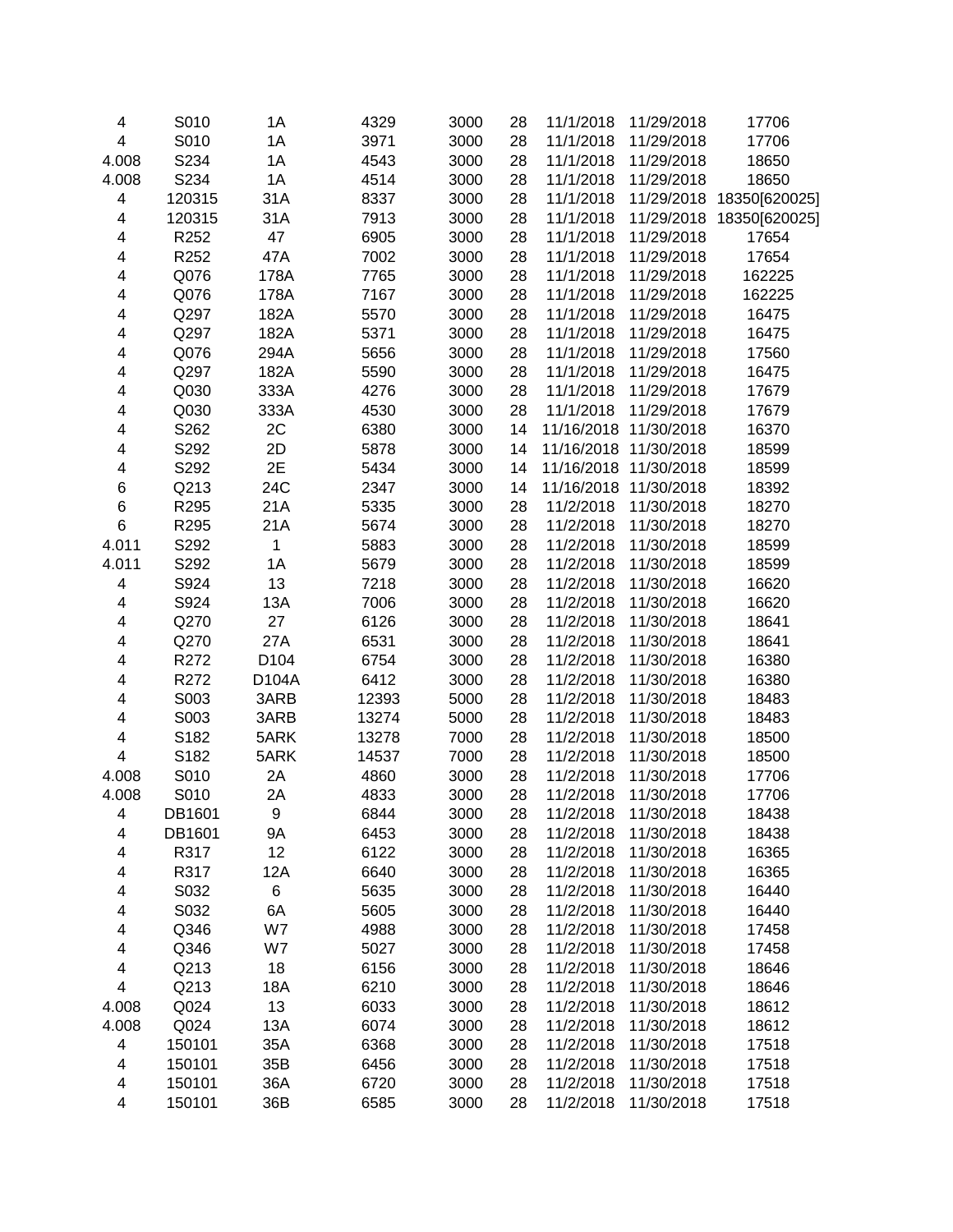| | | | | | | | | |
|---|---|---|---|---|---|---|---|---|
| 4 | S010 | 1A | 4329 | 3000 | 28 | 11/1/2018 | 11/29/2018 | 17706 |
| 4 | S010 | 1A | 3971 | 3000 | 28 | 11/1/2018 | 11/29/2018 | 17706 |
| 4.008 | S234 | 1A | 4543 | 3000 | 28 | 11/1/2018 | 11/29/2018 | 18650 |
| 4.008 | S234 | 1A | 4514 | 3000 | 28 | 11/1/2018 | 11/29/2018 | 18650 |
| 4 | 120315 | 31A | 8337 | 3000 | 28 | 11/1/2018 | 11/29/2018 | 18350[620025] |
| 4 | 120315 | 31A | 7913 | 3000 | 28 | 11/1/2018 | 11/29/2018 | 18350[620025] |
| 4 | R252 | 47 | 6905 | 3000 | 28 | 11/1/2018 | 11/29/2018 | 17654 |
| 4 | R252 | 47A | 7002 | 3000 | 28 | 11/1/2018 | 11/29/2018 | 17654 |
| 4 | Q076 | 178A | 7765 | 3000 | 28 | 11/1/2018 | 11/29/2018 | 162225 |
| 4 | Q076 | 178A | 7167 | 3000 | 28 | 11/1/2018 | 11/29/2018 | 162225 |
| 4 | Q297 | 182A | 5570 | 3000 | 28 | 11/1/2018 | 11/29/2018 | 16475 |
| 4 | Q297 | 182A | 5371 | 3000 | 28 | 11/1/2018 | 11/29/2018 | 16475 |
| 4 | Q076 | 294A | 5656 | 3000 | 28 | 11/1/2018 | 11/29/2018 | 17560 |
| 4 | Q297 | 182A | 5590 | 3000 | 28 | 11/1/2018 | 11/29/2018 | 16475 |
| 4 | Q030 | 333A | 4276 | 3000 | 28 | 11/1/2018 | 11/29/2018 | 17679 |
| 4 | Q030 | 333A | 4530 | 3000 | 28 | 11/1/2018 | 11/29/2018 | 17679 |
| 4 | S262 | 2C | 6380 | 3000 | 14 | 11/16/2018 | 11/30/2018 | 16370 |
| 4 | S292 | 2D | 5878 | 3000 | 14 | 11/16/2018 | 11/30/2018 | 18599 |
| 4 | S292 | 2E | 5434 | 3000 | 14 | 11/16/2018 | 11/30/2018 | 18599 |
| 6 | Q213 | 24C | 2347 | 3000 | 14 | 11/16/2018 | 11/30/2018 | 18392 |
| 6 | R295 | 21A | 5335 | 3000 | 28 | 11/2/2018 | 11/30/2018 | 18270 |
| 6 | R295 | 21A | 5674 | 3000 | 28 | 11/2/2018 | 11/30/2018 | 18270 |
| 4.011 | S292 | 1 | 5883 | 3000 | 28 | 11/2/2018 | 11/30/2018 | 18599 |
| 4.011 | S292 | 1A | 5679 | 3000 | 28 | 11/2/2018 | 11/30/2018 | 18599 |
| 4 | S924 | 13 | 7218 | 3000 | 28 | 11/2/2018 | 11/30/2018 | 16620 |
| 4 | S924 | 13A | 7006 | 3000 | 28 | 11/2/2018 | 11/30/2018 | 16620 |
| 4 | Q270 | 27 | 6126 | 3000 | 28 | 11/2/2018 | 11/30/2018 | 18641 |
| 4 | Q270 | 27A | 6531 | 3000 | 28 | 11/2/2018 | 11/30/2018 | 18641 |
| 4 | R272 | D104 | 6754 | 3000 | 28 | 11/2/2018 | 11/30/2018 | 16380 |
| 4 | R272 | D104A | 6412 | 3000 | 28 | 11/2/2018 | 11/30/2018 | 16380 |
| 4 | S003 | 3ARB | 12393 | 5000 | 28 | 11/2/2018 | 11/30/2018 | 18483 |
| 4 | S003 | 3ARB | 13274 | 5000 | 28 | 11/2/2018 | 11/30/2018 | 18483 |
| 4 | S182 | 5ARK | 13278 | 7000 | 28 | 11/2/2018 | 11/30/2018 | 18500 |
| 4 | S182 | 5ARK | 14537 | 7000 | 28 | 11/2/2018 | 11/30/2018 | 18500 |
| 4.008 | S010 | 2A | 4860 | 3000 | 28 | 11/2/2018 | 11/30/2018 | 17706 |
| 4.008 | S010 | 2A | 4833 | 3000 | 28 | 11/2/2018 | 11/30/2018 | 17706 |
| 4 | DB1601 | 9 | 6844 | 3000 | 28 | 11/2/2018 | 11/30/2018 | 18438 |
| 4 | DB1601 | 9A | 6453 | 3000 | 28 | 11/2/2018 | 11/30/2018 | 18438 |
| 4 | R317 | 12 | 6122 | 3000 | 28 | 11/2/2018 | 11/30/2018 | 16365 |
| 4 | R317 | 12A | 6640 | 3000 | 28 | 11/2/2018 | 11/30/2018 | 16365 |
| 4 | S032 | 6 | 5635 | 3000 | 28 | 11/2/2018 | 11/30/2018 | 16440 |
| 4 | S032 | 6A | 5605 | 3000 | 28 | 11/2/2018 | 11/30/2018 | 16440 |
| 4 | Q346 | W7 | 4988 | 3000 | 28 | 11/2/2018 | 11/30/2018 | 17458 |
| 4 | Q346 | W7 | 5027 | 3000 | 28 | 11/2/2018 | 11/30/2018 | 17458 |
| 4 | Q213 | 18 | 6156 | 3000 | 28 | 11/2/2018 | 11/30/2018 | 18646 |
| 4 | Q213 | 18A | 6210 | 3000 | 28 | 11/2/2018 | 11/30/2018 | 18646 |
| 4.008 | Q024 | 13 | 6033 | 3000 | 28 | 11/2/2018 | 11/30/2018 | 18612 |
| 4.008 | Q024 | 13A | 6074 | 3000 | 28 | 11/2/2018 | 11/30/2018 | 18612 |
| 4 | 150101 | 35A | 6368 | 3000 | 28 | 11/2/2018 | 11/30/2018 | 17518 |
| 4 | 150101 | 35B | 6456 | 3000 | 28 | 11/2/2018 | 11/30/2018 | 17518 |
| 4 | 150101 | 36A | 6720 | 3000 | 28 | 11/2/2018 | 11/30/2018 | 17518 |
| 4 | 150101 | 36B | 6585 | 3000 | 28 | 11/2/2018 | 11/30/2018 | 17518 |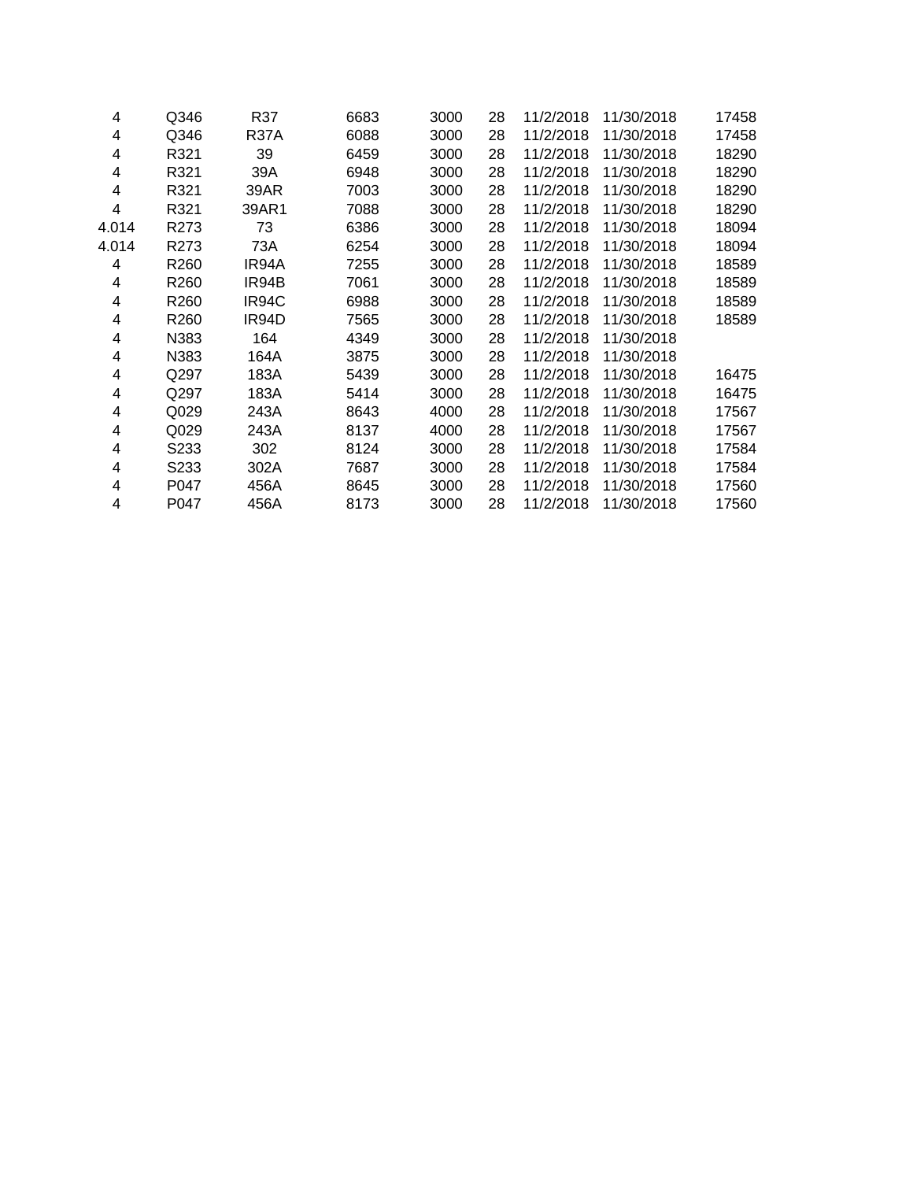| | | | | | | | | |
|---|---|---|---|---|---|---|---|---|
| 4 | Q346 | R37 | 6683 | 3000 | 28 | 11/2/2018 | 11/30/2018 | 17458 |
| 4 | Q346 | R37A | 6088 | 3000 | 28 | 11/2/2018 | 11/30/2018 | 17458 |
| 4 | R321 | 39 | 6459 | 3000 | 28 | 11/2/2018 | 11/30/2018 | 18290 |
| 4 | R321 | 39A | 6948 | 3000 | 28 | 11/2/2018 | 11/30/2018 | 18290 |
| 4 | R321 | 39AR | 7003 | 3000 | 28 | 11/2/2018 | 11/30/2018 | 18290 |
| 4 | R321 | 39AR1 | 7088 | 3000 | 28 | 11/2/2018 | 11/30/2018 | 18290 |
| 4.014 | R273 | 73 | 6386 | 3000 | 28 | 11/2/2018 | 11/30/2018 | 18094 |
| 4.014 | R273 | 73A | 6254 | 3000 | 28 | 11/2/2018 | 11/30/2018 | 18094 |
| 4 | R260 | IR94A | 7255 | 3000 | 28 | 11/2/2018 | 11/30/2018 | 18589 |
| 4 | R260 | IR94B | 7061 | 3000 | 28 | 11/2/2018 | 11/30/2018 | 18589 |
| 4 | R260 | IR94C | 6988 | 3000 | 28 | 11/2/2018 | 11/30/2018 | 18589 |
| 4 | R260 | IR94D | 7565 | 3000 | 28 | 11/2/2018 | 11/30/2018 | 18589 |
| 4 | N383 | 164 | 4349 | 3000 | 28 | 11/2/2018 | 11/30/2018 | |
| 4 | N383 | 164A | 3875 | 3000 | 28 | 11/2/2018 | 11/30/2018 | |
| 4 | Q297 | 183A | 5439 | 3000 | 28 | 11/2/2018 | 11/30/2018 | 16475 |
| 4 | Q297 | 183A | 5414 | 3000 | 28 | 11/2/2018 | 11/30/2018 | 16475 |
| 4 | Q029 | 243A | 8643 | 4000 | 28 | 11/2/2018 | 11/30/2018 | 17567 |
| 4 | Q029 | 243A | 8137 | 4000 | 28 | 11/2/2018 | 11/30/2018 | 17567 |
| 4 | S233 | 302 | 8124 | 3000 | 28 | 11/2/2018 | 11/30/2018 | 17584 |
| 4 | S233 | 302A | 7687 | 3000 | 28 | 11/2/2018 | 11/30/2018 | 17584 |
| 4 | P047 | 456A | 8645 | 3000 | 28 | 11/2/2018 | 11/30/2018 | 17560 |
| 4 | P047 | 456A | 8173 | 3000 | 28 | 11/2/2018 | 11/30/2018 | 17560 |